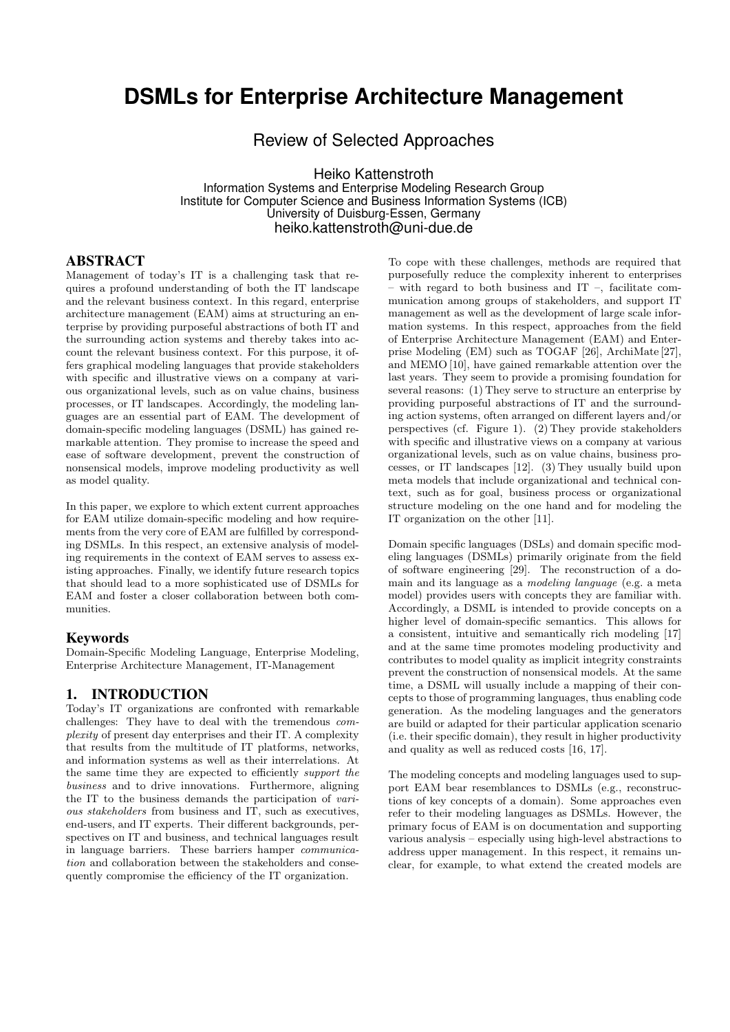# DSMLs for Enterprise Architecture Management

## Review of Selected Approaches

Heiko Kattenstroth
Information Systems and Enterprise Modeling Research Group
Institute for Computer Science and Business Information Systems (ICB)
University of Duisburg-Essen, Germany
heiko.kattenstroth@uni-due.de

## ABSTRACT

Management of today's IT is a challenging task that requires a profound understanding of both the IT landscape and the relevant business context. In this regard, enterprise architecture management (EAM) aims at structuring an enterprise by providing purposeful abstractions of both IT and the surrounding action systems and thereby takes into account the relevant business context. For this purpose, it offers graphical modeling languages that provide stakeholders with specific and illustrative views on a company at various organizational levels, such as on value chains, business processes, or IT landscapes. Accordingly, the modeling languages are an essential part of EAM. The development of domain-specific modeling languages (DSML) has gained remarkable attention. They promise to increase the speed and ease of software development, prevent the construction of nonsensical models, improve modeling productivity as well as model quality.

In this paper, we explore to which extent current approaches for EAM utilize domain-specific modeling and how requirements from the very core of EAM are fulfilled by corresponding DSMLs. In this respect, an extensive analysis of modeling requirements in the context of EAM serves to assess existing approaches. Finally, we identify future research topics that should lead to a more sophisticated use of DSMLs for EAM and foster a closer collaboration between both communities.

### Keywords

Domain-Specific Modeling Language, Enterprise Modeling, Enterprise Architecture Management, IT-Management

## 1. INTRODUCTION

Today's IT organizations are confronted with remarkable challenges: They have to deal with the tremendous *complexity* of present day enterprises and their IT. A complexity that results from the multitude of IT platforms, networks, and information systems as well as their interrelations. At the same time they are expected to efficiently *support the business* and to drive innovations. Furthermore, aligning the IT to the business demands the participation of *various stakeholders* from business and IT, such as executives, end-users, and IT experts. Their different backgrounds, perspectives on IT and business, and technical languages result in language barriers. These barriers hamper *communication* and collaboration between the stakeholders and consequently compromise the efficiency of the IT organization.

To cope with these challenges, methods are required that purposefully reduce the complexity inherent to enterprises – with regard to both business and IT –, facilitate communication among groups of stakeholders, and support IT management as well as the development of large scale information systems. In this respect, approaches from the field of Enterprise Architecture Management (EAM) and Enterprise Modeling (EM) such as TOGAF [26], ArchiMate [27], and MEMO [10], have gained remarkable attention over the last years. They seem to provide a promising foundation for several reasons: (1) They serve to structure an enterprise by providing purposeful abstractions of IT and the surrounding action systems, often arranged on different layers and/or perspectives (cf. Figure 1). (2) They provide stakeholders with specific and illustrative views on a company at various organizational levels, such as on value chains, business processes, or IT landscapes [12]. (3) They usually build upon meta models that include organizational and technical context, such as for goal, business process or organizational structure modeling on the one hand and for modeling the IT organization on the other [11].

Domain specific languages (DSLs) and domain specific modeling languages (DSMLs) primarily originate from the field of software engineering [29]. The reconstruction of a domain and its language as a *modeling language* (e.g. a meta model) provides users with concepts they are familiar with. Accordingly, a DSML is intended to provide concepts on a higher level of domain-specific semantics. This allows for a consistent, intuitive and semantically rich modeling [17] and at the same time promotes modeling productivity and contributes to model quality as implicit integrity constraints prevent the construction of nonsensical models. At the same time, a DSML will usually include a mapping of their concepts to those of programming languages, thus enabling code generation. As the modeling languages and the generators are build or adapted for their particular application scenario (i.e. their specific domain), they result in higher productivity and quality as well as reduced costs [16, 17].

The modeling concepts and modeling languages used to support EAM bear resemblances to DSMLs (e.g., reconstructions of key concepts of a domain). Some approaches even refer to their modeling languages as DSMLs. However, the primary focus of EAM is on documentation and supporting various analysis – especially using high-level abstractions to address upper management. In this respect, it remains unclear, for example, to what extend the created models are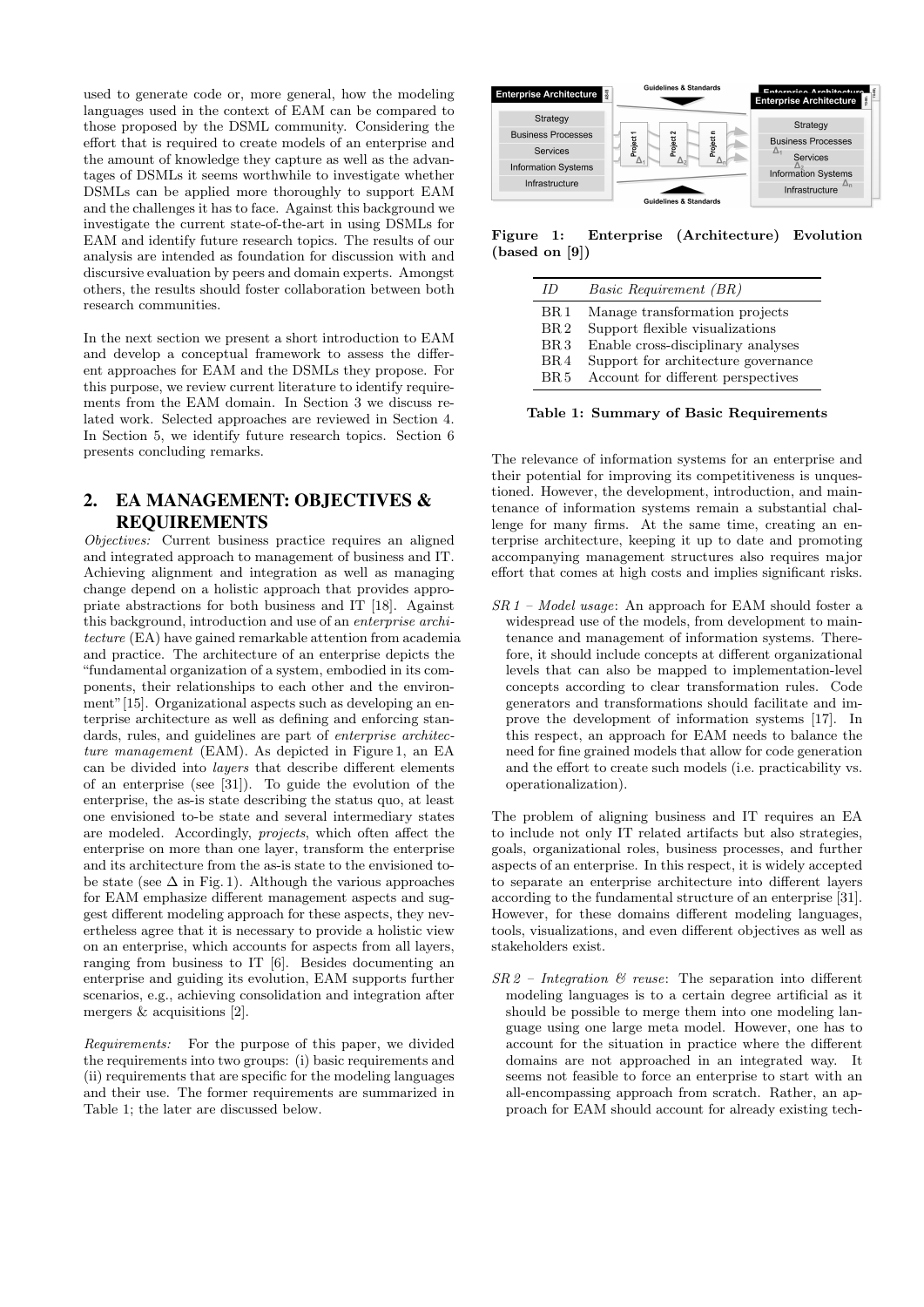used to generate code or, more general, how the modeling languages used in the context of EAM can be compared to those proposed by the DSML community. Considering the effort that is required to create models of an enterprise and the amount of knowledge they capture as well as the advantages of DSMLs it seems worthwhile to investigate whether DSMLs can be applied more thoroughly to support EAM and the challenges it has to face. Against this background we investigate the current state-of-the-art in using DSMLs for EAM and identify future research topics. The results of our analysis are intended as foundation for discussion with and discursive evaluation by peers and domain experts. Amongst others, the results should foster collaboration between both research communities.

In the next section we present a short introduction to EAM and develop a conceptual framework to assess the different approaches for EAM and the DSMLs they propose. For this purpose, we review current literature to identify requirements from the EAM domain. In Section 3 we discuss related work. Selected approaches are reviewed in Section 4. In Section 5, we identify future research topics. Section 6 presents concluding remarks.

## 2. EA MANAGEMENT: OBJECTIVES & REQUIREMENTS

*Objectives:* Current business practice requires an aligned and integrated approach to management of business and IT. Achieving alignment and integration as well as managing change depend on a holistic approach that provides appropriate abstractions for both business and IT [18]. Against this background, introduction and use of an *enterprise architecture* (EA) have gained remarkable attention from academia and practice. The architecture of an enterprise depicts the "fundamental organization of a system, embodied in its components, their relationships to each other and the environment" [15]. Organizational aspects such as developing an enterprise architecture as well as defining and enforcing standards, rules, and guidelines are part of *enterprise architecture management* (EAM). As depicted in Figure 1, an EA can be divided into *layers* that describe different elements of an enterprise (see [31]). To guide the evolution of the enterprise, the as-is state describing the status quo, at least one envisioned to-be state and several intermediary states are modeled. Accordingly, *projects*, which often affect the enterprise on more than one layer, transform the enterprise and its architecture from the as-is state to the envisioned to-be state (see $\Delta$ in Fig. 1). Although the various approaches for EAM emphasize different management aspects and suggest different modeling approach for these aspects, they nevertheless agree that it is necessary to provide a holistic view on an enterprise, which accounts for aspects from all layers, ranging from business to IT [6]. Besides documenting an enterprise and guiding its evolution, EAM supports further scenarios, e.g., achieving consolidation and integration after mergers & acquisitions [2].

*Requirements:* For the purpose of this paper, we divided the requirements into two groups: (i) basic requirements and (ii) requirements that are specific for the modeling languages and their use. The former requirements are summarized in Table 1; the later are discussed below.

**Figure 1: Enterprise (Architecture) Evolution (based on [9])**

| *ID* | *Basic Requirement (BR)* |
|---|---|
| BR 1 | Manage transformation projects |
| BR 2 | Support flexible visualizations |
| BR 3 | Enable cross-disciplinary analyses |
| BR 4 | Support for architecture governance |
| BR 5 | Account for different perspectives |

**Table 1: Summary of Basic Requirements**

The relevance of information systems for an enterprise and their potential for improving its competitiveness is unquestioned. However, the development, introduction, and maintenance of information systems remain a substantial challenge for many firms. At the same time, creating an enterprise architecture, keeping it up to date and promoting accompanying management structures also requires major effort that comes at high costs and implies significant risks.

*SR 1 – Model usage*: An approach for EAM should foster a widespread use of the models, from development to maintenance and management of information systems. Therefore, it should include concepts at different organizational levels that can also be mapped to implementation-level concepts according to clear transformation rules. Code generators and transformations should facilitate and improve the development of information systems [17]. In this respect, an approach for EAM needs to balance the need for fine grained models that allow for code generation and the effort to create such models (i.e. practicability vs. operationalization).

The problem of aligning business and IT requires an EA to include not only IT related artifacts but also strategies, goals, organizational roles, business processes, and further aspects of an enterprise. In this respect, it is widely accepted to separate an enterprise architecture into different layers according to the fundamental structure of an enterprise [31]. However, for these domains different modeling languages, tools, visualizations, and even different objectives as well as stakeholders exist.

*SR 2 – Integration & reuse*: The separation into different modeling languages is to a certain degree artificial as it should be possible to merge them into one modeling language using one large meta model. However, one has to account for the situation in practice where the different domains are not approached in an integrated way. It seems not feasible to force an enterprise to start with an all-encompassing approach from scratch. Rather, an approach for EAM should account for already existing tech-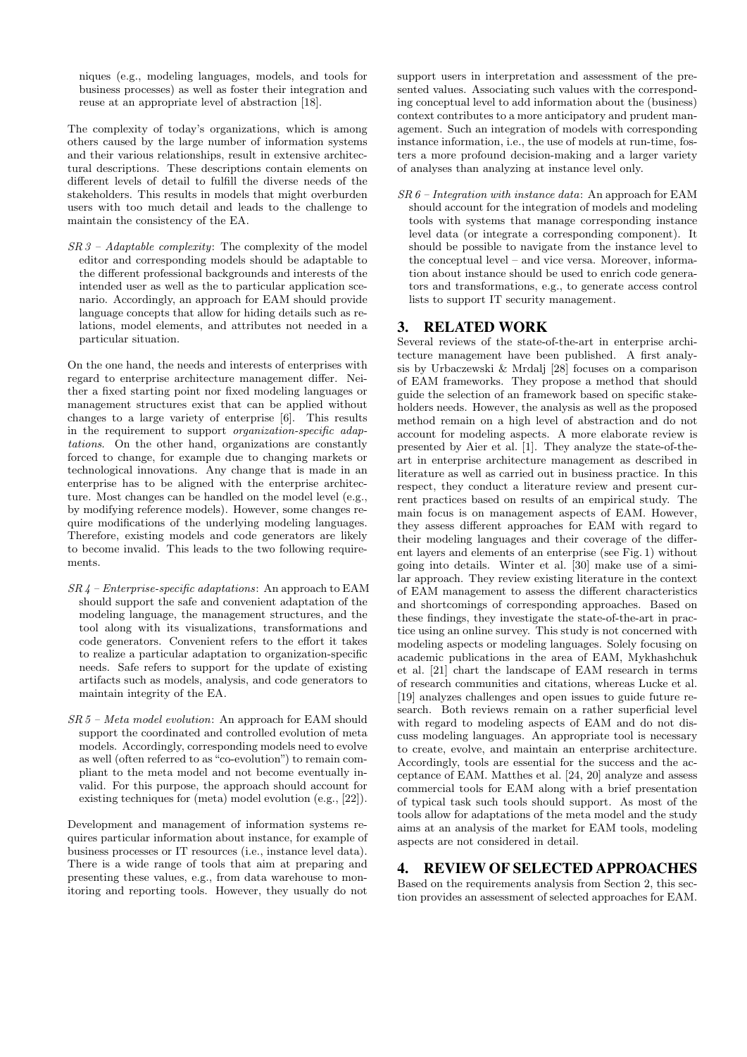niques (e.g., modeling languages, models, and tools for business processes) as well as foster their integration and reuse at an appropriate level of abstraction [18].

The complexity of today's organizations, which is among others caused by the large number of information systems and their various relationships, result in extensive architectural descriptions. These descriptions contain elements on different levels of detail to fulfill the diverse needs of the stakeholders. This results in models that might overburden users with too much detail and leads to the challenge to maintain the consistency of the EA.

*SR 3 – Adaptable complexity*: The complexity of the model editor and corresponding models should be adaptable to the different professional backgrounds and interests of the intended user as well as the to particular application scenario. Accordingly, an approach for EAM should provide language concepts that allow for hiding details such as relations, model elements, and attributes not needed in a particular situation.

On the one hand, the needs and interests of enterprises with regard to enterprise architecture management differ. Neither a fixed starting point nor fixed modeling languages or management structures exist that can be applied without changes to a large variety of enterprise [6]. This results in the requirement to support *organization-specific adaptations*. On the other hand, organizations are constantly forced to change, for example due to changing markets or technological innovations. Any change that is made in an enterprise has to be aligned with the enterprise architecture. Most changes can be handled on the model level (e.g., by modifying reference models). However, some changes require modifications of the underlying modeling languages. Therefore, existing models and code generators are likely to become invalid. This leads to the two following requirements.

*SR 4 – Enterprise-specific adaptations*: An approach to EAM should support the safe and convenient adaptation of the modeling language, the management structures, and the tool along with its visualizations, transformations and code generators. Convenient refers to the effort it takes to realize a particular adaptation to organization-specific needs. Safe refers to support for the update of existing artifacts such as models, analysis, and code generators to maintain integrity of the EA.

*SR 5 – Meta model evolution*: An approach for EAM should support the coordinated and controlled evolution of meta models. Accordingly, corresponding models need to evolve as well (often referred to as "co-evolution") to remain compliant to the meta model and not become eventually invalid. For this purpose, the approach should account for existing techniques for (meta) model evolution (e.g., [22]).

Development and management of information systems requires particular information about instance, for example of business processes or IT resources (i.e., instance level data). There is a wide range of tools that aim at preparing and presenting these values, e.g., from data warehouse to monitoring and reporting tools. However, they usually do not support users in interpretation and assessment of the presented values. Associating such values with the corresponding conceptual level to add information about the (business) context contributes to a more anticipatory and prudent management. Such an integration of models with corresponding instance information, i.e., the use of models at run-time, fosters a more profound decision-making and a larger variety of analyses than analyzing at instance level only.

*SR 6 – Integration with instance data*: An approach for EAM should account for the integration of models and modeling tools with systems that manage corresponding instance level data (or integrate a corresponding component). It should be possible to navigate from the instance level to the conceptual level – and vice versa. Moreover, information about instance should be used to enrich code generators and transformations, e.g., to generate access control lists to support IT security management.

## 3. RELATED WORK

Several reviews of the state-of-the-art in enterprise architecture management have been published. A first analysis by Urbaczewski & Mrdalj [28] focuses on a comparison of EAM frameworks. They propose a method that should guide the selection of an framework based on specific stakeholders needs. However, the analysis as well as the proposed method remain on a high level of abstraction and do not account for modeling aspects. A more elaborate review is presented by Aier et al. [1]. They analyze the state-of-the-art in enterprise architecture management as described in literature as well as carried out in business practice. In this respect, they conduct a literature review and present current practices based on results of an empirical study. The main focus is on management aspects of EAM. However, they assess different approaches for EAM with regard to their modeling languages and their coverage of the different layers and elements of an enterprise (see Fig. 1) without going into details. Winter et al. [30] make use of a similar approach. They review existing literature in the context of EAM management to assess the different characteristics and shortcomings of corresponding approaches. Based on these findings, they investigate the state-of-the-art in practice using an online survey. This study is not concerned with modeling aspects or modeling languages. Solely focusing on academic publications in the area of EAM, Mykhashchuk et al. [21] chart the landscape of EAM research in terms of research communities and citations, whereas Lucke et al. [19] analyzes challenges and open issues to guide future research. Both reviews remain on a rather superficial level with regard to modeling aspects of EAM and do not discuss modeling languages. An appropriate tool is necessary to create, evolve, and maintain an enterprise architecture. Accordingly, tools are essential for the success and the acceptance of EAM. Matthes et al. [24, 20] analyze and assess commercial tools for EAM along with a brief presentation of typical task such tools should support. As most of the tools allow for adaptations of the meta model and the study aims at an analysis of the market for EAM tools, modeling aspects are not considered in detail.

## 4. REVIEW OF SELECTED APPROACHES

Based on the requirements analysis from Section 2, this section provides an assessment of selected approaches for EAM.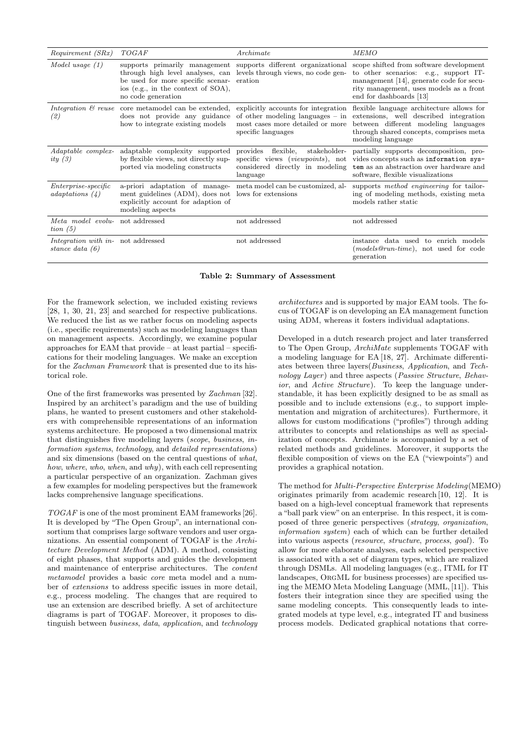| *Requirement (SRx)* | *TOGAF* | *Archimate* | *MEMO* |
|---|---|---|---|
| *Model usage (1)* | supports primarily management through high level analyses, can be used for more specific scenarios (e.g., in the context of SOA), no code generation | supports different organizational levels through views, no code generation | scope shifted from software development to other scenarios: e.g., support IT-management [14], generate code for security management, uses models as a front end for dashboards [13] |
| *Integration & reuse (2)* | core metamodel can be extended, does not provide any guidance how to integrate existing models | explicitly accounts for integration of other modeling languages – in most cases more detailed or more specific languages | flexible language architecture allows for extensions, well described integration between different modeling languages through shared concepts, comprises meta modeling language |
| *Adaptable complexity (3)* | adaptable complexity supported by flexible views, not directly supported via modeling constructs | provides flexible, stakeholder-specific views (*viewpoints*), not considered directly in modeling language | partially supports decomposition, provides concepts such as `information system` as an abstraction over hardware and software, flexible visualizations |
| *Enterprise-specific adaptations (4)* | a-priori adaptation of management guidelines (ADM), does not explicitly account for adaption of modeling aspects | meta model can be customized, allows for extensions | supports *method engineering* for tailoring of modeling methods, existing meta models rather static |
| *Meta model evolution (5)* | not addressed | not addressed | not addressed |
| *Integration with instance data (6)* | not addressed | not addressed | instance data used to enrich models (*models@run-time*), not used for code generation |

**Table 2: Summary of Assessment**

For the framework selection, we included existing reviews [28, 1, 30, 21, 23] and searched for respective publications. We reduced the list as we rather focus on modeling aspects (i.e., specific requirements) such as modeling languages than on management aspects. Accordingly, we examine popular approaches for EAM that provide – at least partial – specifications for their modeling languages. We make an exception for the *Zachman Framework* that is presented due to its historical role.

One of the first frameworks was presented by *Zachman* [32]. Inspired by an architect's paradigm and the use of building plans, he wanted to present customers and other stakeholders with comprehensible representations of an information systems architecture. He proposed a two dimensional matrix that distinguishes five modeling layers (*scope*, *business*, *information systems*, *technology*, and *detailed representations*) and six dimensions (based on the central questions of *what*, *how*, *where*, *who*, *when*, and *why*), with each cell representing a particular perspective of an organization. Zachman gives a few examples for modeling perspectives but the framework lacks comprehensive language specifications.

*TOGAF* is one of the most prominent EAM frameworks [26]. It is developed by "The Open Group", an international consortium that comprises large software vendors and user organizations. An essential component of TOGAF is the *Architecture Development Method* (ADM). A method, consisting of eight phases, that supports and guides the development and maintenance of enterprise architectures. The *content metamodel* provides a basic *core* meta model and a number of *extensions* to address specific issues in more detail, e.g., process modeling. The changes that are required to use an extension are described briefly. A set of architecture diagrams is part of TOGAF. Moreover, it proposes to distinguish between *business*, *data*, *application*, and *technology architectures* and is supported by major EAM tools. The focus of TOGAF is on developing an EA management function using ADM, whereas it fosters individual adaptations.

Developed in a dutch research project and later transferred to The Open Group, *ArchiMate* supplements TOGAF with a modeling language for EA [18, 27]. Archimate differentiates between three layers(*Business*, *Application*, and *Technology Layer*) and three aspects (*Passive Structure*, *Behavior*, and *Active Structure*). To keep the language understandable, it has been explicitly designed to be as small as possible and to include extensions (e.g., to support implementation and migration of architectures). Furthermore, it allows for custom modifications ("profiles") through adding attributes to concepts and relationships as well as specialization of concepts. Archimate is accompanied by a set of related methods and guidelines. Moreover, it supports the flexible composition of views on the EA ("viewpoints") and provides a graphical notation.

The method for *Multi-Perspective Enterprise Modeling*(MEMO) originates primarily from academic research [10, 12]. It is based on a high-level conceptual framework that represents a "ball park view" on an enterprise. In this respect, it is composed of three generic perspectives (*strategy*, *organization*, *information system*) each of which can be further detailed into various aspects (*resource*, *structure*, *process*, *goal*). To allow for more elaborate analyses, each selected perspective is associated with a set of diagram types, which are realized through DSMLs. All modeling languages (e.g., ITML for IT landscapes, OrgML for business processes) are specified using the MEMO Meta Modeling Language (MML, [11]). This fosters their integration since they are specified using the same modeling concepts. This consequently leads to integrated models at type level, e.g., integrated IT and business process models. Dedicated graphical notations that corre-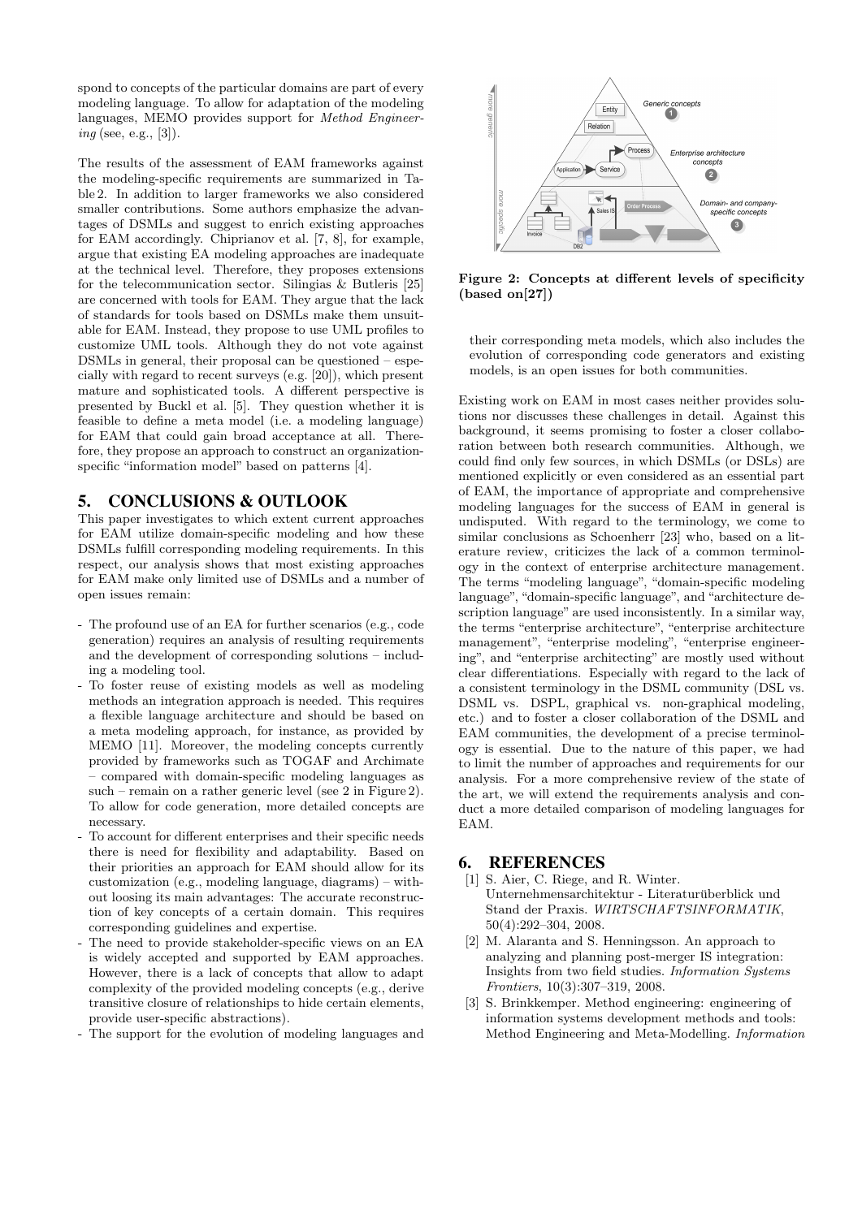spond to concepts of the particular domains are part of every modeling language. To allow for adaptation of the modeling languages, MEMO provides support for *Method Engineering* (see, e.g., [3]).

The results of the assessment of EAM frameworks against the modeling-specific requirements are summarized in Table 2. In addition to larger frameworks we also considered smaller contributions. Some authors emphasize the advantages of DSMLs and suggest to enrich existing approaches for EAM accordingly. Chiprianov et al. [7, 8], for example, argue that existing EA modeling approaches are inadequate at the technical level. Therefore, they proposes extensions for the telecommunication sector. Silingias & Butleris [25] are concerned with tools for EAM. They argue that the lack of standards for tools based on DSMLs make them unsuitable for EAM. Instead, they propose to use UML profiles to customize UML tools. Although they do not vote against DSMLs in general, their proposal can be questioned – especially with regard to recent surveys (e.g. [20]), which present mature and sophisticated tools. A different perspective is presented by Buckl et al. [5]. They question whether it is feasible to define a meta model (i.e. a modeling language) for EAM that could gain broad acceptance at all. Therefore, they propose an approach to construct an organization-specific "information model" based on patterns [4].

## 5. CONCLUSIONS & OUTLOOK

This paper investigates to which extent current approaches for EAM utilize domain-specific modeling and how these DSMLs fulfill corresponding modeling requirements. In this respect, our analysis shows that most existing approaches for EAM make only limited use of DSMLs and a number of open issues remain:

- The profound use of an EA for further scenarios (e.g., code generation) requires an analysis of resulting requirements and the development of corresponding solutions – including a modeling tool.
- To foster reuse of existing models as well as modeling methods an integration approach is needed. This requires a flexible language architecture and should be based on a meta modeling approach, for instance, as provided by MEMO [11]. Moreover, the modeling concepts currently provided by frameworks such as TOGAF and Archimate – compared with domain-specific modeling languages as such – remain on a rather generic level (see 2 in Figure 2). To allow for code generation, more detailed concepts are necessary.
- To account for different enterprises and their specific needs there is need for flexibility and adaptability. Based on their priorities an approach for EAM should allow for its customization (e.g., modeling language, diagrams) – without loosing its main advantages: The accurate reconstruction of key concepts of a certain domain. This requires corresponding guidelines and expertise.
- The need to provide stakeholder-specific views on an EA is widely accepted and supported by EAM approaches. However, there is a lack of concepts that allow to adapt complexity of the provided modeling concepts (e.g., derive transitive closure of relationships to hide certain elements, provide user-specific abstractions).
- The support for the evolution of modeling languages and their corresponding meta models, which also includes the evolution of corresponding code generators and existing models, is an open issues for both communities.

more generic

Entity

Relation

Generic concepts

1

Process

Application

Service

Enterprise architecture concepts

2

more specific

Sales IS

Order Process

Invoice

DB2

Domain- and company-specific concepts

3

**Figure 2: Concepts at different levels of specificity (based on[27])**

Existing work on EAM in most cases neither provides solutions nor discusses these challenges in detail. Against this background, it seems promising to foster a closer collaboration between both research communities. Although, we could find only few sources, in which DSMLs (or DSLs) are mentioned explicitly or even considered as an essential part of EAM, the importance of appropriate and comprehensive modeling languages for the success of EAM in general is undisputed. With regard to the terminology, we come to similar conclusions as Schoenherr [23] who, based on a literature review, criticizes the lack of a common terminology in the context of enterprise architecture management. The terms "modeling language", "domain-specific modeling language", "domain-specific language", and "architecture description language" are used inconsistently. In a similar way, the terms "enterprise architecture", "enterprise architecture management", "enterprise modeling", "enterprise engineering", and "enterprise architecting" are mostly used without clear differentiations. Especially with regard to the lack of a consistent terminology in the DSML community (DSL vs. DSML vs. DSPL, graphical vs. non-graphical modeling, etc.) and to foster a closer collaboration of the DSML and EAM communities, the development of a precise terminology is essential. Due to the nature of this paper, we had to limit the number of approaches and requirements for our analysis. For a more comprehensive review of the state of the art, we will extend the requirements analysis and conduct a more detailed comparison of modeling languages for EAM.

## 6. REFERENCES

[1] S. Aier, C. Riege, and R. Winter. Unternehmensarchitektur - Literaturüberblick und Stand der Praxis. *WIRTSCHAFTSINFORMATIK*, 50(4):292–304, 2008.

[2] M. Alaranta and S. Henningsson. An approach to analyzing and planning post-merger IS integration: Insights from two field studies. *Information Systems Frontiers*, 10(3):307–319, 2008.

[3] S. Brinkkemper. Method engineering: engineering of information systems development methods and tools: Method Engineering and Meta-Modelling. *Information*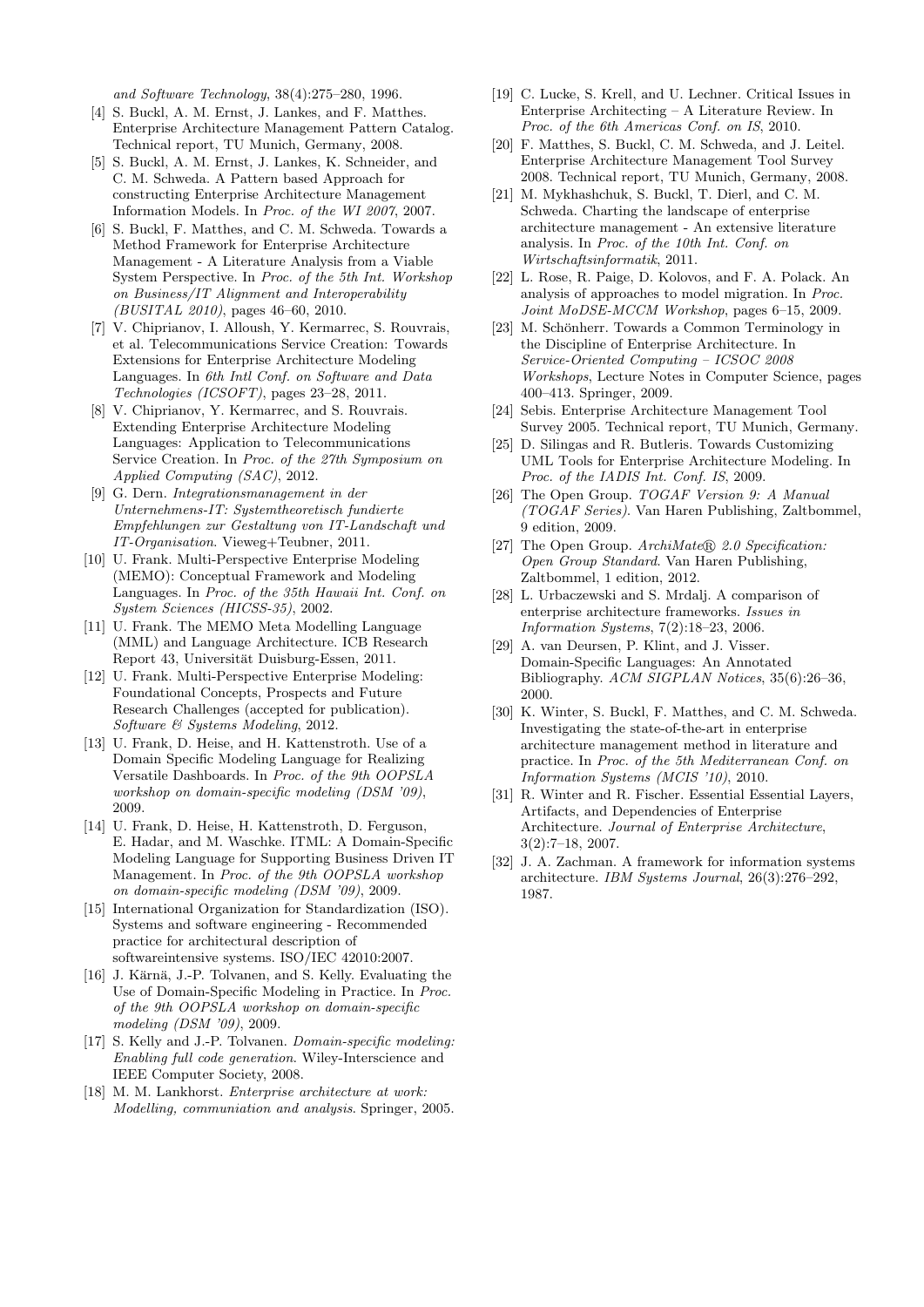*and Software Technology*, 38(4):275–280, 1996.

[4] S. Buckl, A. M. Ernst, J. Lankes, and F. Matthes. Enterprise Architecture Management Pattern Catalog. Technical report, TU Munich, Germany, 2008.

[5] S. Buckl, A. M. Ernst, J. Lankes, K. Schneider, and C. M. Schweda. A Pattern based Approach for constructing Enterprise Architecture Management Information Models. In *Proc. of the WI 2007*, 2007.

[6] S. Buckl, F. Matthes, and C. M. Schweda. Towards a Method Framework for Enterprise Architecture Management - A Literature Analysis from a Viable System Perspective. In *Proc. of the 5th Int. Workshop on Business/IT Alignment and Interoperability (BUSITAL 2010)*, pages 46–60, 2010.

[7] V. Chiprianov, I. Alloush, Y. Kermarrec, S. Rouvrais, et al. Telecommunications Service Creation: Towards Extensions for Enterprise Architecture Modeling Languages. In *6th Intl Conf. on Software and Data Technologies (ICSOFT)*, pages 23–28, 2011.

[8] V. Chiprianov, Y. Kermarrec, and S. Rouvrais. Extending Enterprise Architecture Modeling Languages: Application to Telecommunications Service Creation. In *Proc. of the 27th Symposium on Applied Computing (SAC)*, 2012.

[9] G. Dern. *Integrationsmanagement in der Unternehmens-IT: Systemtheoretisch fundierte Empfehlungen zur Gestaltung von IT-Landschaft und IT-Organisation*. Vieweg+Teubner, 2011.

[10] U. Frank. Multi-Perspective Enterprise Modeling (MEMO): Conceptual Framework and Modeling Languages. In *Proc. of the 35th Hawaii Int. Conf. on System Sciences (HICSS-35)*, 2002.

[11] U. Frank. The MEMO Meta Modelling Language (MML) and Language Architecture. ICB Research Report 43, Universität Duisburg-Essen, 2011.

[12] U. Frank. Multi-Perspective Enterprise Modeling: Foundational Concepts, Prospects and Future Research Challenges (accepted for publication). *Software & Systems Modeling*, 2012.

[13] U. Frank, D. Heise, and H. Kattenstroth. Use of a Domain Specific Modeling Language for Realizing Versatile Dashboards. In *Proc. of the 9th OOPSLA workshop on domain-specific modeling (DSM '09)*, 2009.

[14] U. Frank, D. Heise, H. Kattenstroth, D. Ferguson, E. Hadar, and M. Waschke. ITML: A Domain-Specific Modeling Language for Supporting Business Driven IT Management. In *Proc. of the 9th OOPSLA workshop on domain-specific modeling (DSM '09)*, 2009.

[15] International Organization for Standardization (ISO). Systems and software engineering - Recommended practice for architectural description of softwareintensive systems. ISO/IEC 42010:2007.

[16] J. Kärnä, J.-P. Tolvanen, and S. Kelly. Evaluating the Use of Domain-Specific Modeling in Practice. In *Proc. of the 9th OOPSLA workshop on domain-specific modeling (DSM '09)*, 2009.

[17] S. Kelly and J.-P. Tolvanen. *Domain-specific modeling: Enabling full code generation*. Wiley-Interscience and IEEE Computer Society, 2008.

[18] M. M. Lankhorst. *Enterprise architecture at work: Modelling, communiation and analysis*. Springer, 2005.

[19] C. Lucke, S. Krell, and U. Lechner. Critical Issues in Enterprise Architecting – A Literature Review. In *Proc. of the 6th Americas Conf. on IS*, 2010.

[20] F. Matthes, S. Buckl, C. M. Schweda, and J. Leitel. Enterprise Architecture Management Tool Survey 2008. Technical report, TU Munich, Germany, 2008.

[21] M. Mykhashchuk, S. Buckl, T. Dierl, and C. M. Schweda. Charting the landscape of enterprise architecture management - An extensive literature analysis. In *Proc. of the 10th Int. Conf. on Wirtschaftsinformatik*, 2011.

[22] L. Rose, R. Paige, D. Kolovos, and F. A. Polack. An analysis of approaches to model migration. In *Proc. Joint MoDSE-MCCM Workshop*, pages 6–15, 2009.

[23] M. Schönherr. Towards a Common Terminology in the Discipline of Enterprise Architecture. In *Service-Oriented Computing – ICSOC 2008 Workshops*, Lecture Notes in Computer Science, pages 400–413. Springer, 2009.

[24] Sebis. Enterprise Architecture Management Tool Survey 2005. Technical report, TU Munich, Germany.

[25] D. Silingas and R. Butleris. Towards Customizing UML Tools for Enterprise Architecture Modeling. In *Proc. of the IADIS Int. Conf. IS*, 2009.

[26] The Open Group. *TOGAF Version 9: A Manual (TOGAF Series)*. Van Haren Publishing, Zaltbommel, 9 edition, 2009.

[27] The Open Group. *ArchiMate® 2.0 Specification: Open Group Standard*. Van Haren Publishing, Zaltbommel, 1 edition, 2012.

[28] L. Urbaczewski and S. Mrdalj. A comparison of enterprise architecture frameworks. *Issues in Information Systems*, 7(2):18–23, 2006.

[29] A. van Deursen, P. Klint, and J. Visser. Domain-Specific Languages: An Annotated Bibliography. *ACM SIGPLAN Notices*, 35(6):26–36, 2000.

[30] K. Winter, S. Buckl, F. Matthes, and C. M. Schweda. Investigating the state-of-the-art in enterprise architecture management method in literature and practice. In *Proc. of the 5th Mediterranean Conf. on Information Systems (MCIS '10)*, 2010.

[31] R. Winter and R. Fischer. Essential Essential Layers, Artifacts, and Dependencies of Enterprise Architecture. *Journal of Enterprise Architecture*, 3(2):7–18, 2007.

[32] J. A. Zachman. A framework for information systems architecture. *IBM Systems Journal*, 26(3):276–292, 1987.